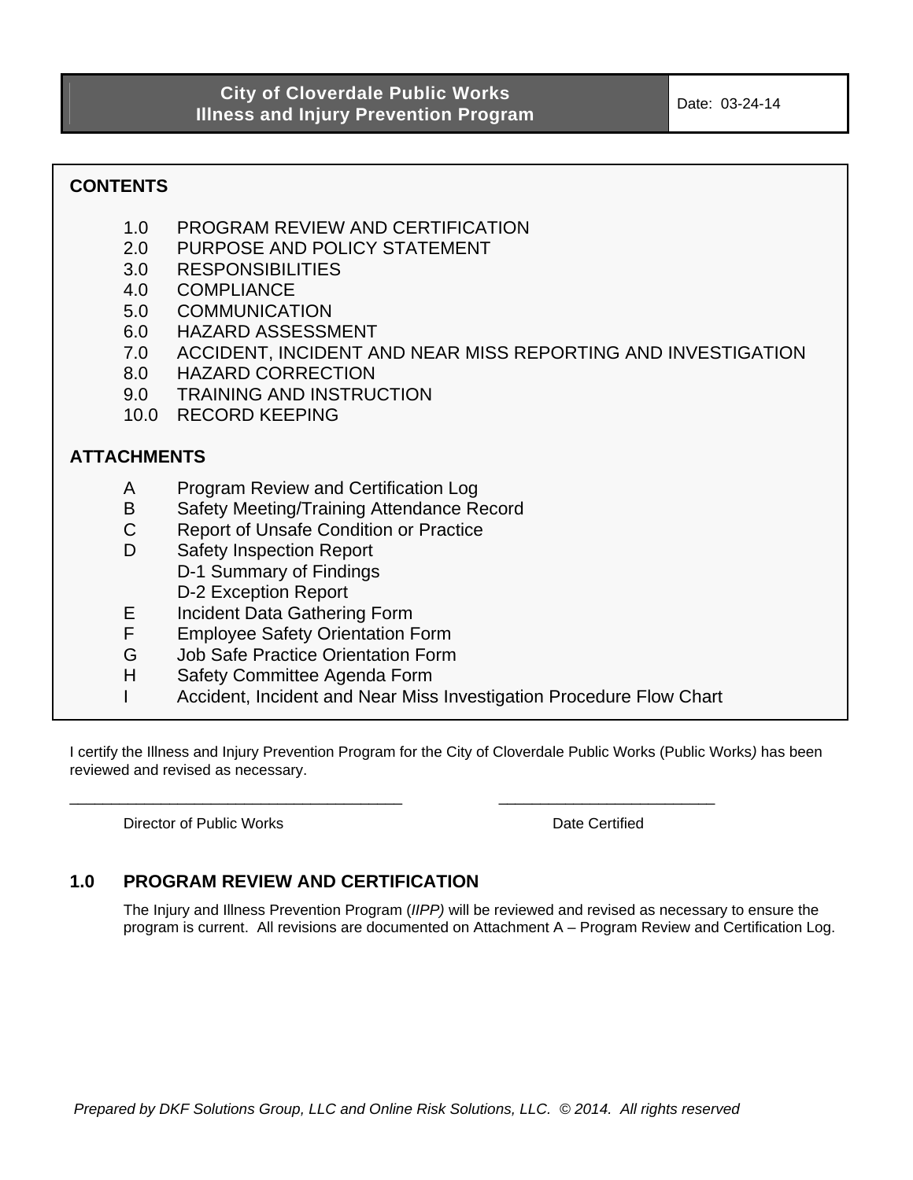| City of Cloverdale Public Works<br>Illness and Injury Prevention Program | Date: 03-24-14 |
|---|---|

**CONTENTS**

1.0 PROGRAM REVIEW AND CERTIFICATION
2.0 PURPOSE AND POLICY STATEMENT
3.0 RESPONSIBILITIES
4.0 COMPLIANCE
5.0 COMMUNICATION
6.0 HAZARD ASSESSMENT
7.0 ACCIDENT, INCIDENT AND NEAR MISS REPORTING AND INVESTIGATION
8.0 HAZARD CORRECTION
9.0 TRAINING AND INSTRUCTION
10.0 RECORD KEEPING

**ATTACHMENTS**

A Program Review and Certification Log
B Safety Meeting/Training Attendance Record
C Report of Unsafe Condition or Practice
D Safety Inspection Report
  D-1 Summary of Findings
  D-2 Exception Report
E Incident Data Gathering Form
F Employee Safety Orientation Form
G Job Safe Practice Orientation Form
H Safety Committee Agenda Form
I Accident, Incident and Near Miss Investigation Procedure Flow Chart

I certify the Illness and Injury Prevention Program for the City of Cloverdale Public Works (Public Works*)* has been reviewed and revised as necessary.

\_\_\_\_\_\_\_\_\_\_\_\_\_\_\_\_\_\_\_\_\_\_\_\_\_\_\_\_\_\_\_\_\_\_\_\_\_\_\_ \_\_\_\_\_\_\_\_\_\_\_\_\_\_\_\_\_\_\_\_\_\_\_\_\_\_

Director of Public Works Date Certified

## 1.0 PROGRAM REVIEW AND CERTIFICATION

The Injury and Illness Prevention Program (*IIPP)* will be reviewed and revised as necessary to ensure the program is current. All revisions are documented on Attachment A – Program Review and Certification Log.

*Prepared by DKF Solutions Group, LLC and Online Risk Solutions, LLC. © 2014. All rights reserved*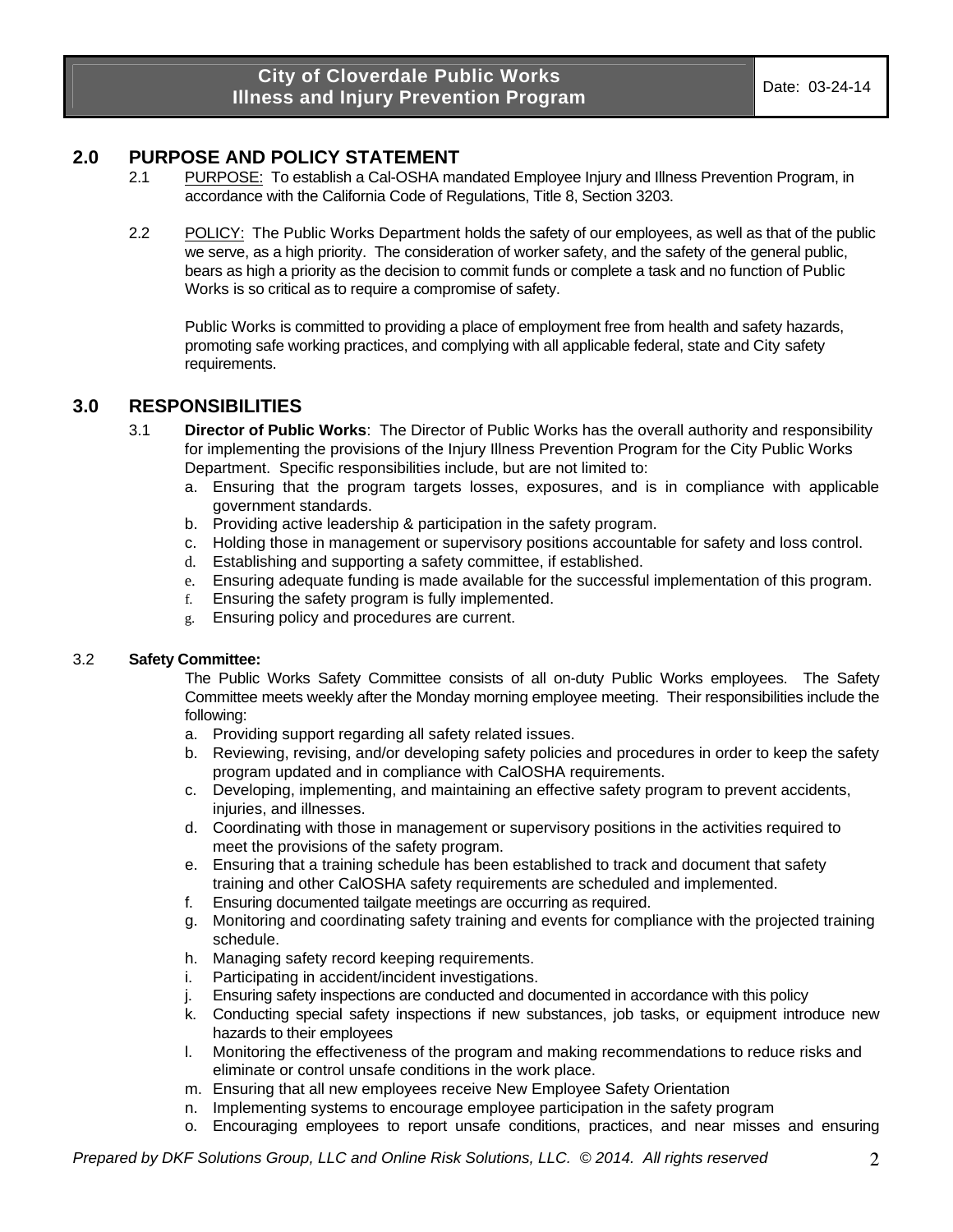## 2.0 PURPOSE AND POLICY STATEMENT

2.1 PURPOSE: To establish a Cal-OSHA mandated Employee Injury and Illness Prevention Program, in accordance with the California Code of Regulations, Title 8, Section 3203.

2.2 POLICY: The Public Works Department holds the safety of our employees, as well as that of the public we serve, as a high priority. The consideration of worker safety, and the safety of the general public, bears as high a priority as the decision to commit funds or complete a task and no function of Public Works is so critical as to require a compromise of safety.

Public Works is committed to providing a place of employment free from health and safety hazards, promoting safe working practices, and complying with all applicable federal, state and City safety requirements.

## 3.0 RESPONSIBILITIES

3.1 **Director of Public Works**: The Director of Public Works has the overall authority and responsibility for implementing the provisions of the Injury Illness Prevention Program for the City Public Works Department. Specific responsibilities include, but are not limited to:

a. Ensuring that the program targets losses, exposures, and is in compliance with applicable government standards.
b. Providing active leadership & participation in the safety program.
c. Holding those in management or supervisory positions accountable for safety and loss control.
d. Establishing and supporting a safety committee, if established.
e. Ensuring adequate funding is made available for the successful implementation of this program.
f. Ensuring the safety program is fully implemented.
g. Ensuring policy and procedures are current.

3.2 **Safety Committee:**

The Public Works Safety Committee consists of all on-duty Public Works employees. The Safety Committee meets weekly after the Monday morning employee meeting. Their responsibilities include the following:

a. Providing support regarding all safety related issues.
b. Reviewing, revising, and/or developing safety policies and procedures in order to keep the safety program updated and in compliance with CalOSHA requirements.
c. Developing, implementing, and maintaining an effective safety program to prevent accidents, injuries, and illnesses.
d. Coordinating with those in management or supervisory positions in the activities required to meet the provisions of the safety program.
e. Ensuring that a training schedule has been established to track and document that safety training and other CalOSHA safety requirements are scheduled and implemented.
f. Ensuring documented tailgate meetings are occurring as required.
g. Monitoring and coordinating safety training and events for compliance with the projected training schedule.
h. Managing safety record keeping requirements.
i. Participating in accident/incident investigations.
j. Ensuring safety inspections are conducted and documented in accordance with this policy
k. Conducting special safety inspections if new substances, job tasks, or equipment introduce new hazards to their employees
l. Monitoring the effectiveness of the program and making recommendations to reduce risks and eliminate or control unsafe conditions in the work place.
m. Ensuring that all new employees receive New Employee Safety Orientation
n. Implementing systems to encourage employee participation in the safety program
o. Encouraging employees to report unsafe conditions, practices, and near misses and ensuring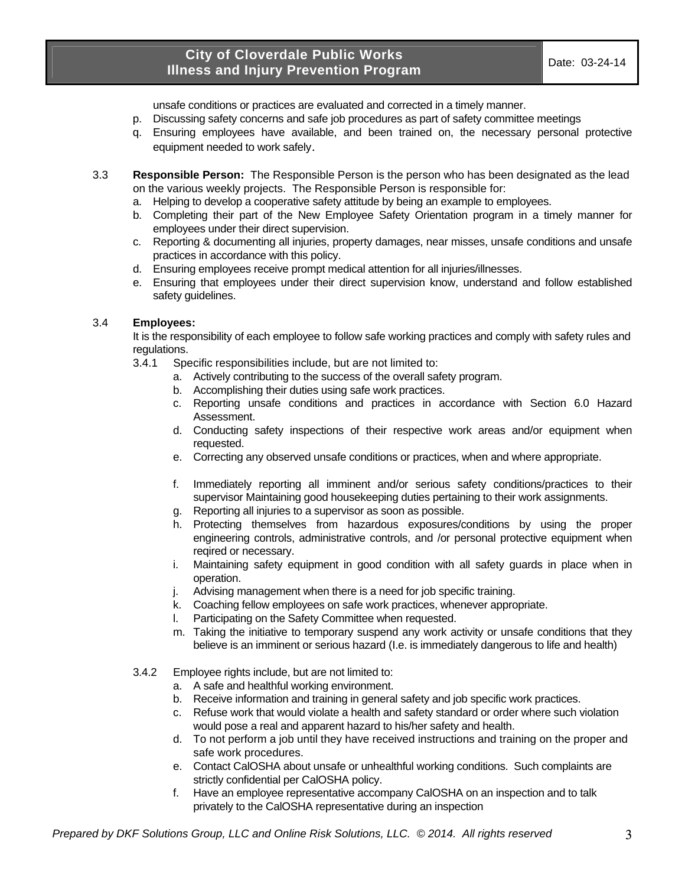unsafe conditions or practices are evaluated and corrected in a timely manner.

p. Discussing safety concerns and safe job procedures as part of safety committee meetings
q. Ensuring employees have available, and been trained on, the necessary personal protective equipment needed to work safely.

3.3 **Responsible Person:** The Responsible Person is the person who has been designated as the lead on the various weekly projects. The Responsible Person is responsible for:

a. Helping to develop a cooperative safety attitude by being an example to employees.
b. Completing their part of the New Employee Safety Orientation program in a timely manner for employees under their direct supervision.
c. Reporting & documenting all injuries, property damages, near misses, unsafe conditions and unsafe practices in accordance with this policy.
d. Ensuring employees receive prompt medical attention for all injuries/illnesses.
e. Ensuring that employees under their direct supervision know, understand and follow established safety guidelines.

3.4 **Employees:**

It is the responsibility of each employee to follow safe working practices and comply with safety rules and regulations.

3.4.1 Specific responsibilities include, but are not limited to:

a. Actively contributing to the success of the overall safety program.
b. Accomplishing their duties using safe work practices.
c. Reporting unsafe conditions and practices in accordance with Section 6.0 Hazard Assessment.
d. Conducting safety inspections of their respective work areas and/or equipment when requested.
e. Correcting any observed unsafe conditions or practices, when and where appropriate.
f. Immediately reporting all imminent and/or serious safety conditions/practices to their supervisor Maintaining good housekeeping duties pertaining to their work assignments.
g. Reporting all injuries to a supervisor as soon as possible.
h. Protecting themselves from hazardous exposures/conditions by using the proper engineering controls, administrative controls, and /or personal protective equipment when reqired or necessary.
i. Maintaining safety equipment in good condition with all safety guards in place when in operation.
j. Advising management when there is a need for job specific training.
k. Coaching fellow employees on safe work practices, whenever appropriate.
l. Participating on the Safety Committee when requested.
m. Taking the initiative to temporary suspend any work activity or unsafe conditions that they believe is an imminent or serious hazard (I.e. is immediately dangerous to life and health)

3.4.2 Employee rights include, but are not limited to:

a. A safe and healthful working environment.
b. Receive information and training in general safety and job specific work practices.
c. Refuse work that would violate a health and safety standard or order where such violation would pose a real and apparent hazard to his/her safety and health.
d. To not perform a job until they have received instructions and training on the proper and safe work procedures.
e. Contact CalOSHA about unsafe or unhealthful working conditions. Such complaints are strictly confidential per CalOSHA policy.
f. Have an employee representative accompany CalOSHA on an inspection and to talk privately to the CalOSHA representative during an inspection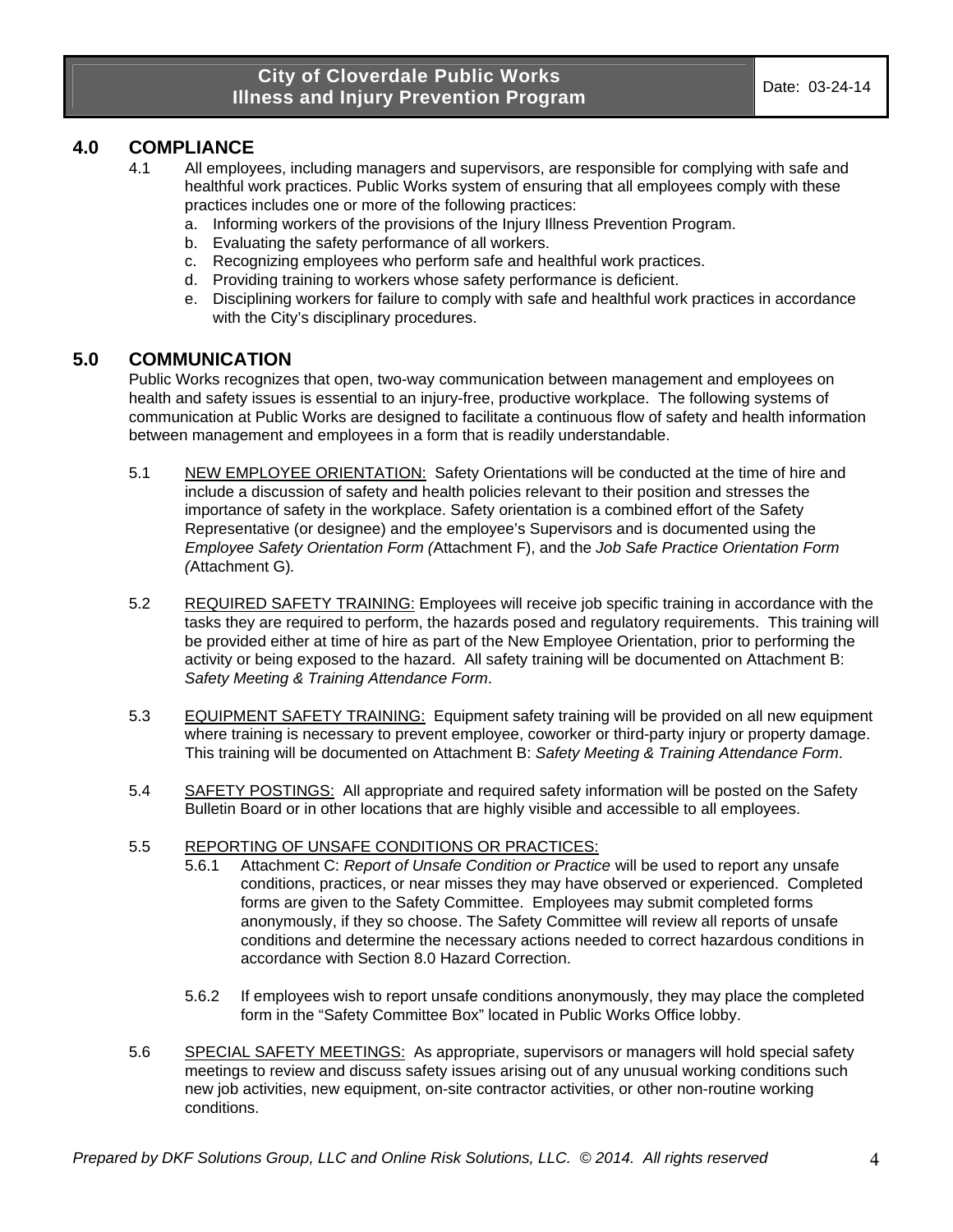## 4.0 COMPLIANCE

4.1 All employees, including managers and supervisors, are responsible for complying with safe and healthful work practices. Public Works system of ensuring that all employees comply with these practices includes one or more of the following practices:

a. Informing workers of the provisions of the Injury Illness Prevention Program.
b. Evaluating the safety performance of all workers.
c. Recognizing employees who perform safe and healthful work practices.
d. Providing training to workers whose safety performance is deficient.
e. Disciplining workers for failure to comply with safe and healthful work practices in accordance with the City's disciplinary procedures.

## 5.0 COMMUNICATION

Public Works recognizes that open, two-way communication between management and employees on health and safety issues is essential to an injury-free, productive workplace. The following systems of communication at Public Works are designed to facilitate a continuous flow of safety and health information between management and employees in a form that is readily understandable.

5.1 NEW EMPLOYEE ORIENTATION: Safety Orientations will be conducted at the time of hire and include a discussion of safety and health policies relevant to their position and stresses the importance of safety in the workplace. Safety orientation is a combined effort of the Safety Representative (or designee) and the employee's Supervisors and is documented using the *Employee Safety Orientation Form (*Attachment F), and the *Job Safe Practice Orientation Form (*Attachment G)*.*

5.2 REQUIRED SAFETY TRAINING: Employees will receive job specific training in accordance with the tasks they are required to perform, the hazards posed and regulatory requirements. This training will be provided either at time of hire as part of the New Employee Orientation, prior to performing the activity or being exposed to the hazard. All safety training will be documented on Attachment B: *Safety Meeting & Training Attendance Form*.

5.3 EQUIPMENT SAFETY TRAINING: Equipment safety training will be provided on all new equipment where training is necessary to prevent employee, coworker or third-party injury or property damage. This training will be documented on Attachment B: *Safety Meeting & Training Attendance Form*.

5.4 SAFETY POSTINGS: All appropriate and required safety information will be posted on the Safety Bulletin Board or in other locations that are highly visible and accessible to all employees.

5.5 REPORTING OF UNSAFE CONDITIONS OR PRACTICES:

5.6.1 Attachment C: *Report of Unsafe Condition or Practice* will be used to report any unsafe conditions, practices, or near misses they may have observed or experienced. Completed forms are given to the Safety Committee. Employees may submit completed forms anonymously, if they so choose. The Safety Committee will review all reports of unsafe conditions and determine the necessary actions needed to correct hazardous conditions in accordance with Section 8.0 Hazard Correction.

5.6.2 If employees wish to report unsafe conditions anonymously, they may place the completed form in the "Safety Committee Box" located in Public Works Office lobby.

5.6 SPECIAL SAFETY MEETINGS: As appropriate, supervisors or managers will hold special safety meetings to review and discuss safety issues arising out of any unusual working conditions such new job activities, new equipment, on-site contractor activities, or other non-routine working conditions.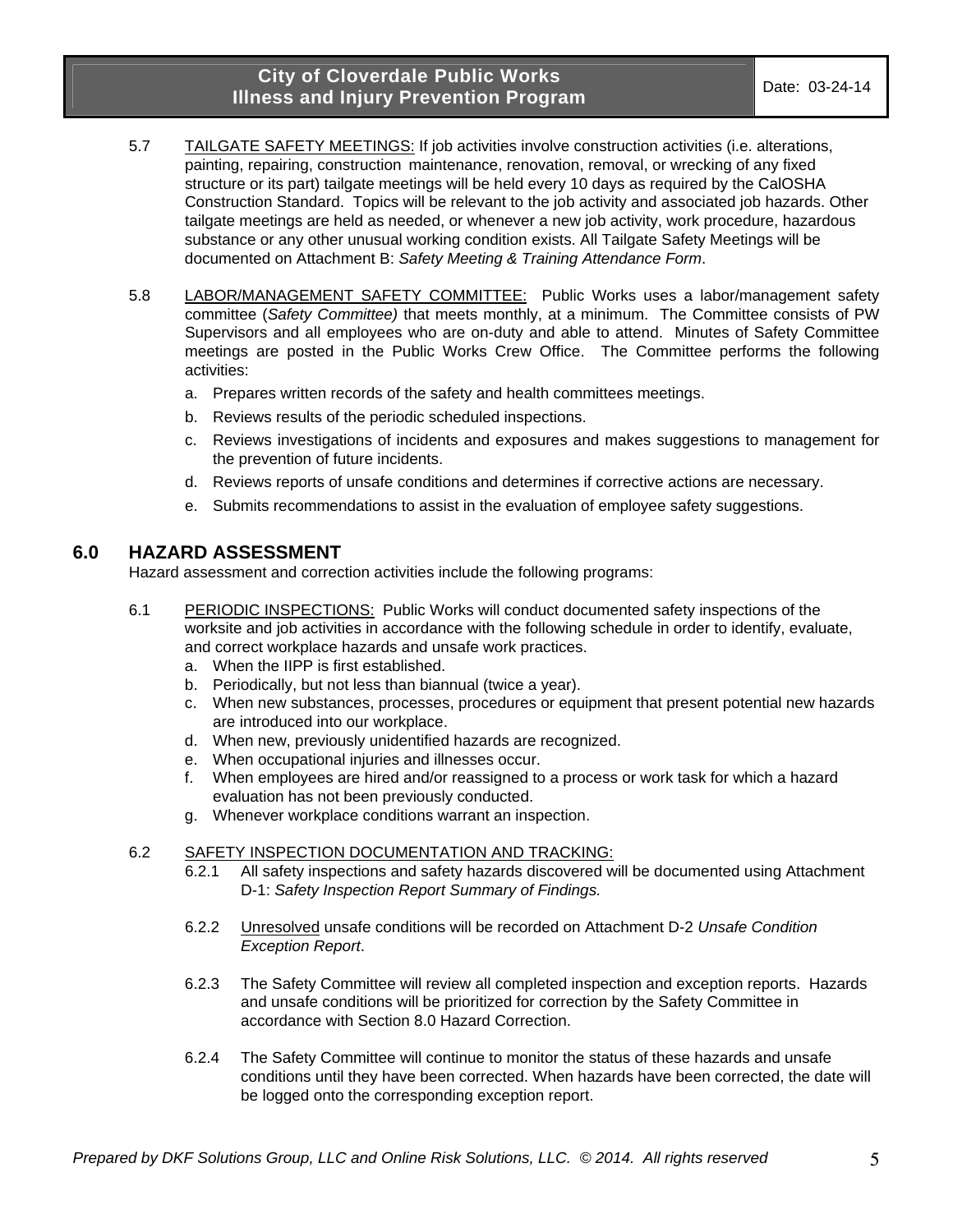5.7 <u>TAILGATE SAFETY MEETINGS:</u> If job activities involve construction activities (i.e. alterations, painting, repairing, construction maintenance, renovation, removal, or wrecking of any fixed structure or its part) tailgate meetings will be held every 10 days as required by the CalOSHA Construction Standard. Topics will be relevant to the job activity and associated job hazards. Other tailgate meetings are held as needed, or whenever a new job activity, work procedure, hazardous substance or any other unusual working condition exists. All Tailgate Safety Meetings will be documented on Attachment B: *Safety Meeting & Training Attendance Form*.

5.8 <u>LABOR/MANAGEMENT SAFETY COMMITTEE:</u> Public Works uses a labor/management safety committee (*Safety Committee)* that meets monthly, at a minimum. The Committee consists of PW Supervisors and all employees who are on-duty and able to attend. Minutes of Safety Committee meetings are posted in the Public Works Crew Office. The Committee performs the following activities:

a. Prepares written records of the safety and health committees meetings.
b. Reviews results of the periodic scheduled inspections.
c. Reviews investigations of incidents and exposures and makes suggestions to management for the prevention of future incidents.
d. Reviews reports of unsafe conditions and determines if corrective actions are necessary.
e. Submits recommendations to assist in the evaluation of employee safety suggestions.

## 6.0 HAZARD ASSESSMENT

Hazard assessment and correction activities include the following programs:

6.1 <u>PERIODIC INSPECTIONS:</u> Public Works will conduct documented safety inspections of the worksite and job activities in accordance with the following schedule in order to identify, evaluate, and correct workplace hazards and unsafe work practices.

a. When the IIPP is first established.
b. Periodically, but not less than biannual (twice a year).
c. When new substances, processes, procedures or equipment that present potential new hazards are introduced into our workplace.
d. When new, previously unidentified hazards are recognized.
e. When occupational injuries and illnesses occur.
f. When employees are hired and/or reassigned to a process or work task for which a hazard evaluation has not been previously conducted.
g. Whenever workplace conditions warrant an inspection.

6.2 <u>SAFETY INSPECTION DOCUMENTATION AND TRACKING:</u>

6.2.1 All safety inspections and safety hazards discovered will be documented using Attachment D-1: *Safety Inspection Report Summary of Findings.*

6.2.2 <u>Unresolved</u> unsafe conditions will be recorded on Attachment D-2 *Unsafe Condition Exception Report*.

6.2.3 The Safety Committee will review all completed inspection and exception reports. Hazards and unsafe conditions will be prioritized for correction by the Safety Committee in accordance with Section 8.0 Hazard Correction.

6.2.4 The Safety Committee will continue to monitor the status of these hazards and unsafe conditions until they have been corrected. When hazards have been corrected, the date will be logged onto the corresponding exception report.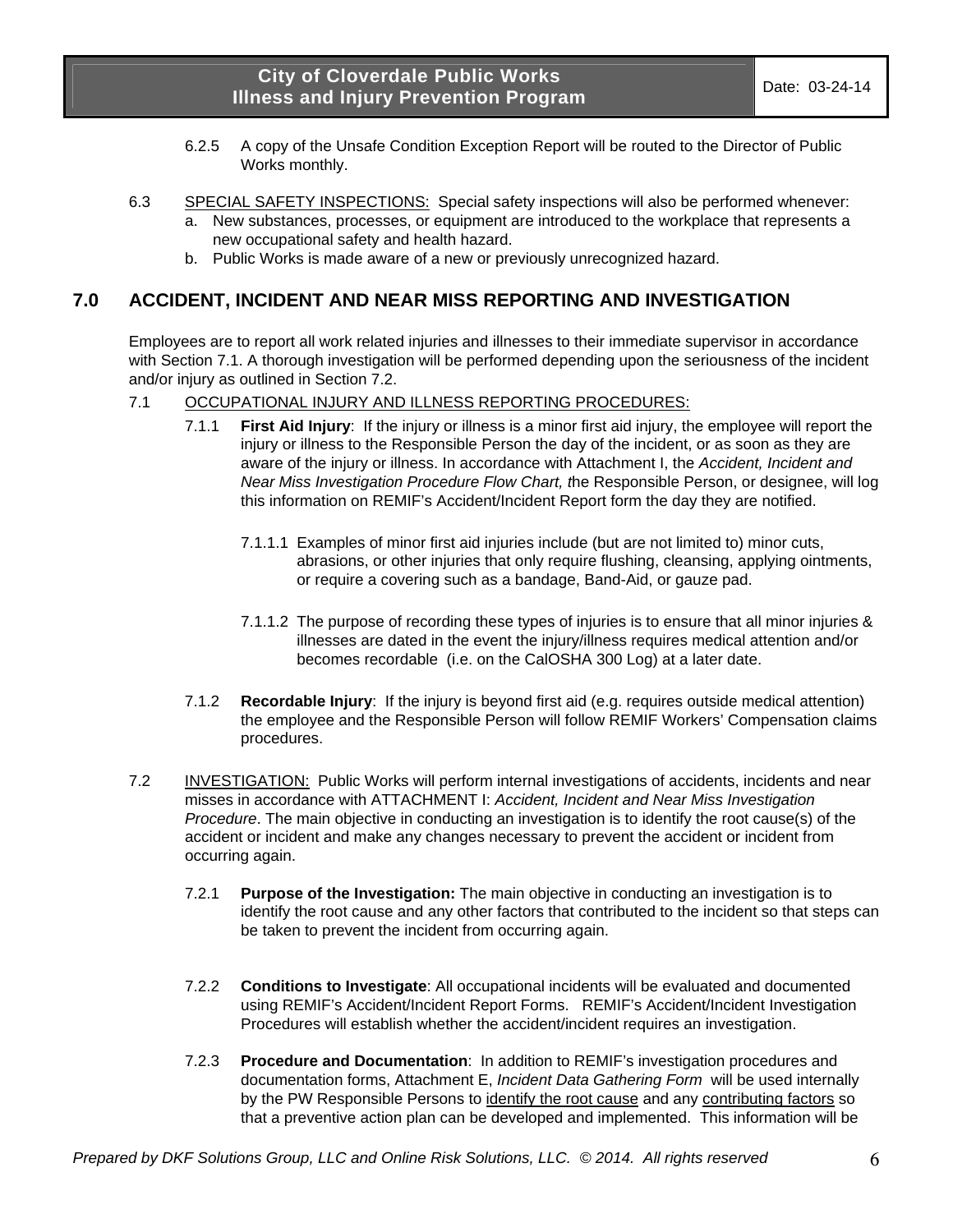6.2.5 A copy of the Unsafe Condition Exception Report will be routed to the Director of Public Works monthly.

6.3 SPECIAL SAFETY INSPECTIONS: Special safety inspections will also be performed whenever:

a. New substances, processes, or equipment are introduced to the workplace that represents a new occupational safety and health hazard.
b. Public Works is made aware of a new or previously unrecognized hazard.

## 7.0 ACCIDENT, INCIDENT AND NEAR MISS REPORTING AND INVESTIGATION

Employees are to report all work related injuries and illnesses to their immediate supervisor in accordance with Section 7.1. A thorough investigation will be performed depending upon the seriousness of the incident and/or injury as outlined in Section 7.2.

7.1 OCCUPATIONAL INJURY AND ILLNESS REPORTING PROCEDURES:

7.1.1 **First Aid Injury**: If the injury or illness is a minor first aid injury, the employee will report the injury or illness to the Responsible Person the day of the incident, or as soon as they are aware of the injury or illness. In accordance with Attachment I, the *Accident, Incident and Near Miss Investigation Procedure Flow Chart, t*he Responsible Person, or designee, will log this information on REMIF's Accident/Incident Report form the day they are notified.

7.1.1.1 Examples of minor first aid injuries include (but are not limited to) minor cuts, abrasions, or other injuries that only require flushing, cleansing, applying ointments, or require a covering such as a bandage, Band-Aid, or gauze pad.

7.1.1.2 The purpose of recording these types of injuries is to ensure that all minor injuries & illnesses are dated in the event the injury/illness requires medical attention and/or becomes recordable (i.e. on the CalOSHA 300 Log) at a later date.

7.1.2 **Recordable Injury**: If the injury is beyond first aid (e.g. requires outside medical attention) the employee and the Responsible Person will follow REMIF Workers' Compensation claims procedures.

7.2 INVESTIGATION: Public Works will perform internal investigations of accidents, incidents and near misses in accordance with ATTACHMENT I: *Accident, Incident and Near Miss Investigation Procedure*. The main objective in conducting an investigation is to identify the root cause(s) of the accident or incident and make any changes necessary to prevent the accident or incident from occurring again.

7.2.1 **Purpose of the Investigation:** The main objective in conducting an investigation is to identify the root cause and any other factors that contributed to the incident so that steps can be taken to prevent the incident from occurring again.

7.2.2 **Conditions to Investigate**: All occupational incidents will be evaluated and documented using REMIF's Accident/Incident Report Forms. REMIF's Accident/Incident Investigation Procedures will establish whether the accident/incident requires an investigation.

7.2.3 **Procedure and Documentation**: In addition to REMIF's investigation procedures and documentation forms, Attachment E, *Incident Data Gathering Form* will be used internally by the PW Responsible Persons to identify the root cause and any contributing factors so that a preventive action plan can be developed and implemented. This information will be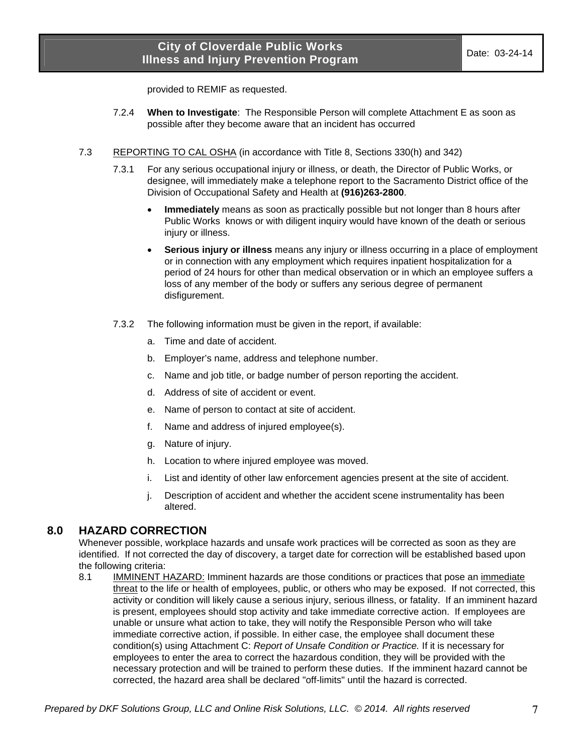provided to REMIF as requested.

7.2.4 **When to Investigate**: The Responsible Person will complete Attachment E as soon as possible after they become aware that an incident has occurred

7.3 REPORTING TO CAL OSHA (in accordance with Title 8, Sections 330(h) and 342)

7.3.1 For any serious occupational injury or illness, or death, the Director of Public Works, or designee, will immediately make a telephone report to the Sacramento District office of the Division of Occupational Safety and Health at **(916)263-2800**.

- **Immediately** means as soon as practically possible but not longer than 8 hours after Public Works knows or with diligent inquiry would have known of the death or serious injury or illness.
- **Serious injury or illness** means any injury or illness occurring in a place of employment or in connection with any employment which requires inpatient hospitalization for a period of 24 hours for other than medical observation or in which an employee suffers a loss of any member of the body or suffers any serious degree of permanent disfigurement.

7.3.2 The following information must be given in the report, if available:

a. Time and date of accident.

b. Employer's name, address and telephone number.

c. Name and job title, or badge number of person reporting the accident.

d. Address of site of accident or event.

e. Name of person to contact at site of accident.

f. Name and address of injured employee(s).

g. Nature of injury.

h. Location to where injured employee was moved.

i. List and identity of other law enforcement agencies present at the site of accident.

j. Description of accident and whether the accident scene instrumentality has been altered.

## 8.0 HAZARD CORRECTION

Whenever possible, workplace hazards and unsafe work practices will be corrected as soon as they are identified. If not corrected the day of discovery, a target date for correction will be established based upon the following criteria:

8.1 IMMINENT HAZARD: Imminent hazards are those conditions or practices that pose an immediate threat to the life or health of employees, public, or others who may be exposed. If not corrected, this activity or condition will likely cause a serious injury, serious illness, or fatality. If an imminent hazard is present, employees should stop activity and take immediate corrective action. If employees are unable or unsure what action to take, they will notify the Responsible Person who will take immediate corrective action, if possible. In either case, the employee shall document these condition(s) using Attachment C: *Report of Unsafe Condition or Practice.* If it is necessary for employees to enter the area to correct the hazardous condition, they will be provided with the necessary protection and will be trained to perform these duties. If the imminent hazard cannot be corrected, the hazard area shall be declared "off-limits" until the hazard is corrected.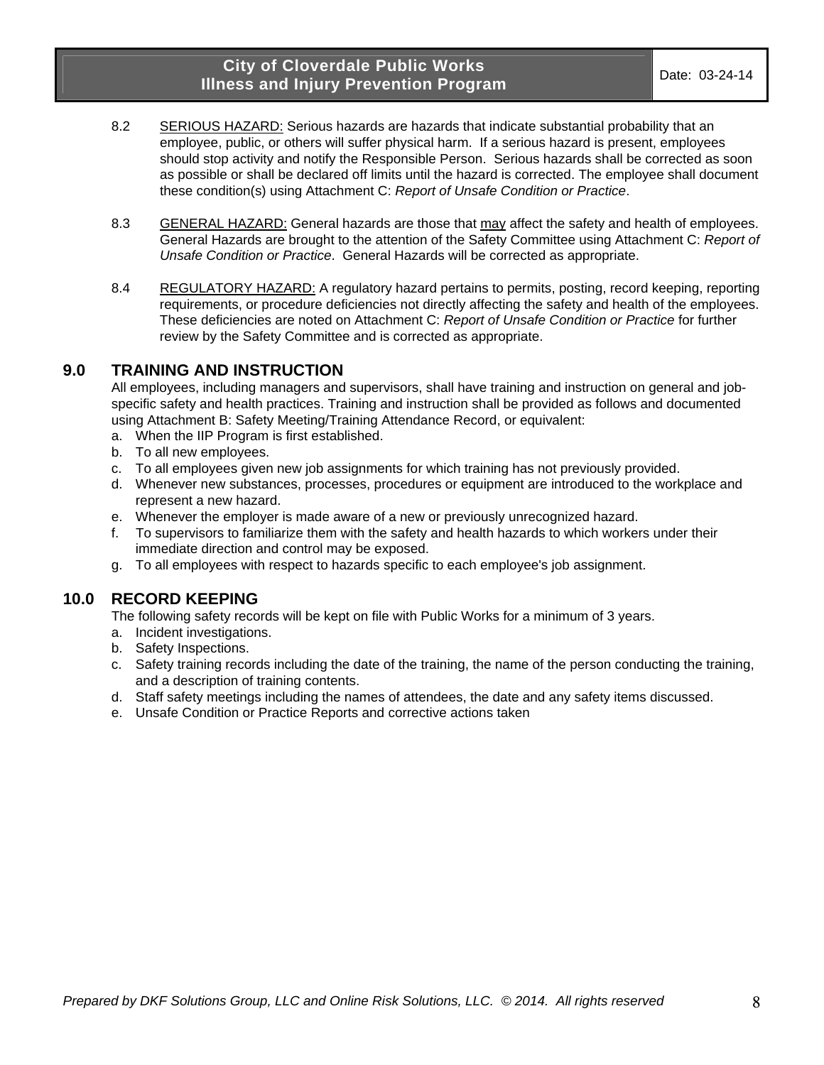8.2 SERIOUS HAZARD: Serious hazards are hazards that indicate substantial probability that an employee, public, or others will suffer physical harm. If a serious hazard is present, employees should stop activity and notify the Responsible Person. Serious hazards shall be corrected as soon as possible or shall be declared off limits until the hazard is corrected. The employee shall document these condition(s) using Attachment C: *Report of Unsafe Condition or Practice*.

8.3 GENERAL HAZARD: General hazards are those that may affect the safety and health of employees. General Hazards are brought to the attention of the Safety Committee using Attachment C: *Report of Unsafe Condition or Practice*. General Hazards will be corrected as appropriate.

8.4 REGULATORY HAZARD: A regulatory hazard pertains to permits, posting, record keeping, reporting requirements, or procedure deficiencies not directly affecting the safety and health of the employees. These deficiencies are noted on Attachment C: *Report of Unsafe Condition or Practice* for further review by the Safety Committee and is corrected as appropriate.

## 9.0 TRAINING AND INSTRUCTION

All employees, including managers and supervisors, shall have training and instruction on general and job-specific safety and health practices. Training and instruction shall be provided as follows and documented using Attachment B: Safety Meeting/Training Attendance Record, or equivalent:

a. When the IIP Program is first established.
b. To all new employees.
c. To all employees given new job assignments for which training has not previously provided.
d. Whenever new substances, processes, procedures or equipment are introduced to the workplace and represent a new hazard.
e. Whenever the employer is made aware of a new or previously unrecognized hazard.
f. To supervisors to familiarize them with the safety and health hazards to which workers under their immediate direction and control may be exposed.
g. To all employees with respect to hazards specific to each employee's job assignment.

## 10.0 RECORD KEEPING

The following safety records will be kept on file with Public Works for a minimum of 3 years.

a. Incident investigations.
b. Safety Inspections.
c. Safety training records including the date of the training, the name of the person conducting the training, and a description of training contents.
d. Staff safety meetings including the names of attendees, the date and any safety items discussed.
e. Unsafe Condition or Practice Reports and corrective actions taken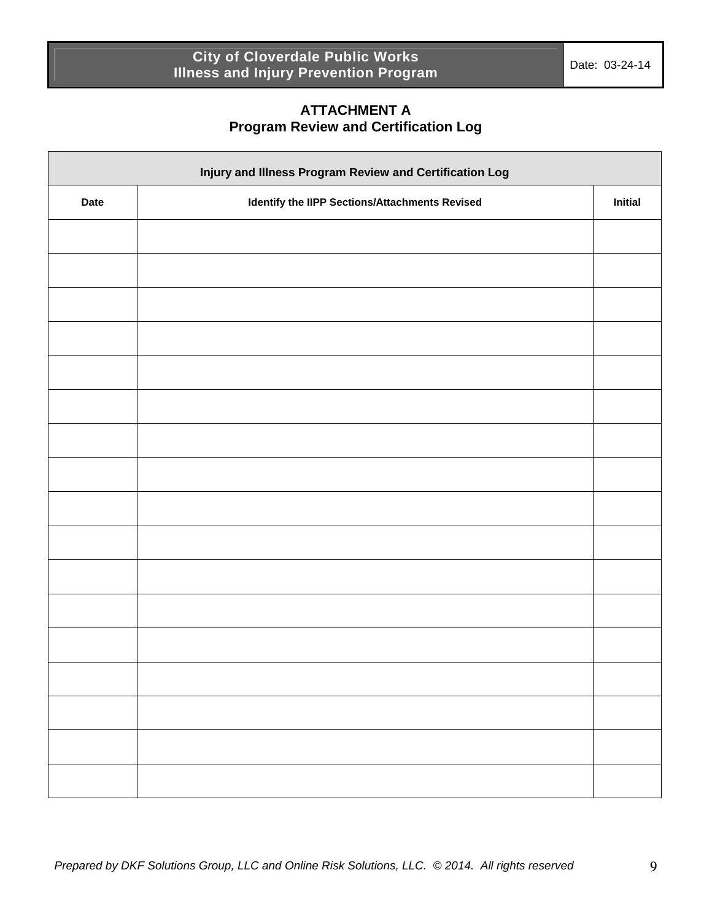## ATTACHMENT A
## Program Review and Certification Log

| Injury and Illness Program Review and Certification Log | | |
|---|---|---|
| **Date** | **Identify the IIPP Sections/Attachments Revised** | **Initial** |
| | | |
| | | |
| | | |
| | | |
| | | |
| | | |
| | | |
| | | |
| | | |
| | | |
| | | |
| | | |
| | | |
| | | |
| | | |
| | | |
| | | |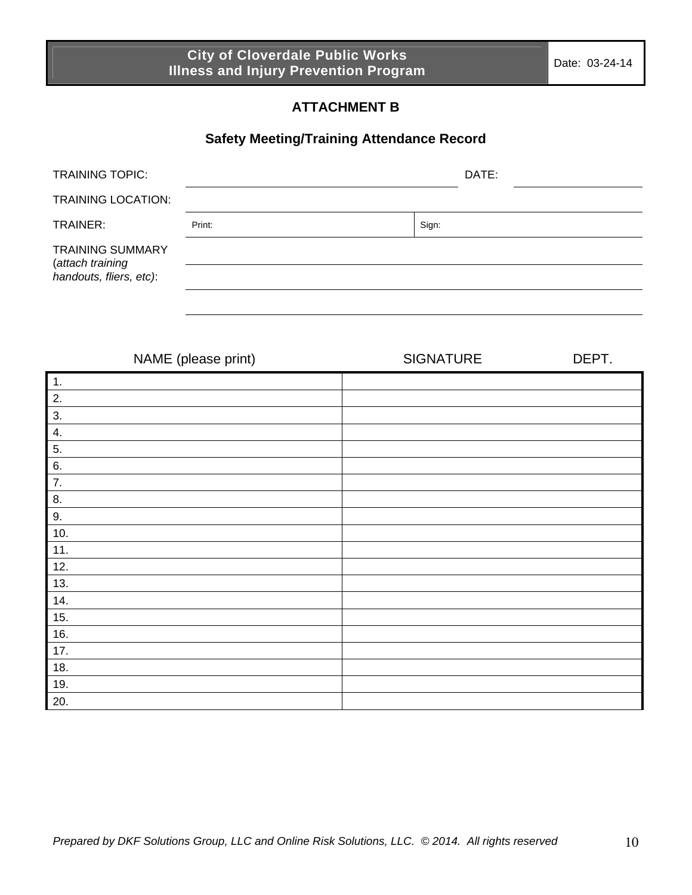## ATTACHMENT B

### Safety Meeting/Training Attendance Record

TRAINING TOPIC: ______________________________ DATE: ______________

TRAINING LOCATION: ______________________________

TRAINER: Print: ______________ Sign: ______________

TRAINING SUMMARY (*attach training handouts, fliers, etc)*: ______________________________

| NAME (please print) | SIGNATURE DEPT. |
|---|---|
| 1. | |
| 2. | |
| 3. | |
| 4. | |
| 5. | |
| 6. | |
| 7. | |
| 8. | |
| 9. | |
| 10. | |
| 11. | |
| 12. | |
| 13. | |
| 14. | |
| 15. | |
| 16. | |
| 17. | |
| 18. | |
| 19. | |
| 20. | |

*Prepared by DKF Solutions Group, LLC and Online Risk Solutions, LLC. © 2014. All rights reserved*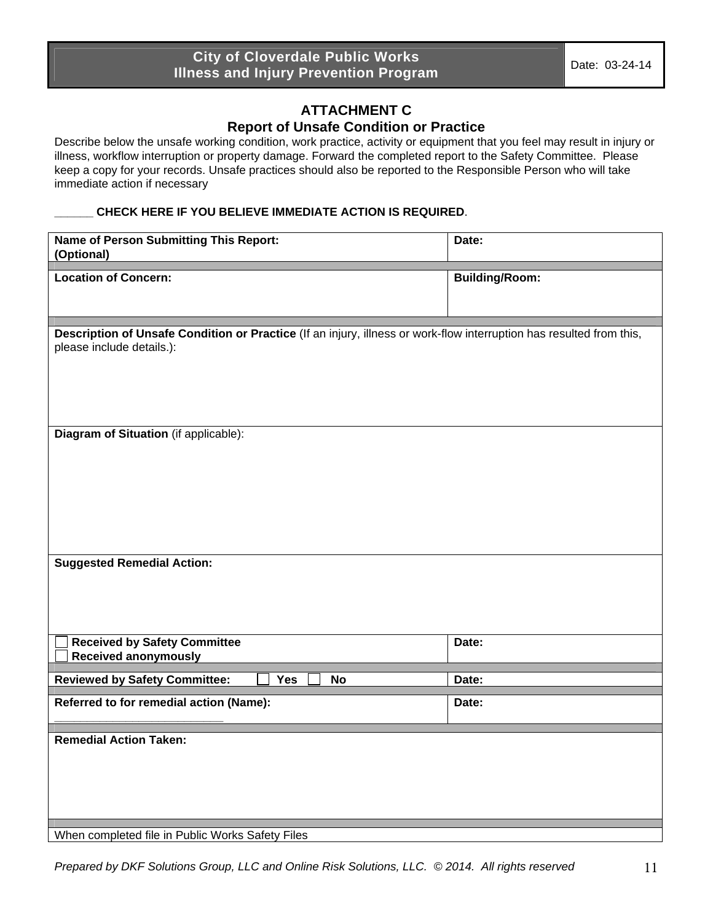## ATTACHMENT C
## Report of Unsafe Condition or Practice

Describe below the unsafe working condition, work practice, activity or equipment that you feel may result in injury or illness, workflow interruption or property damage. Forward the completed report to the Safety Committee. Please keep a copy for your records. Unsafe practices should also be reported to the Responsible Person who will take immediate action if necessary

______ **CHECK HERE IF YOU BELIEVE IMMEDIATE ACTION IS REQUIRED**.

| **Name of Person Submitting This Report: (Optional)** | **Date:** |
|---|---|
| **Location of Concern:** | **Building/Room:** |
| **Description of Unsafe Condition or Practice** (If an injury, illness or work-flow interruption has resulted from this, please include details.): | |
| **Diagram of Situation** (if applicable): | |
| **Suggested Remedial Action:** | |
| ☐ **Received by Safety Committee**<br>☐ **Received anonymously** | **Date:** |
| **Reviewed by Safety Committee:** ☐ **Yes** ☐ **No** | **Date:** |
| **Referred to for remedial action (Name):** ____________________________ | **Date:** |
| **Remedial Action Taken:** | |
| When completed file in Public Works Safety Files | |

*Prepared by DKF Solutions Group, LLC and Online Risk Solutions, LLC. © 2014. All rights reserved*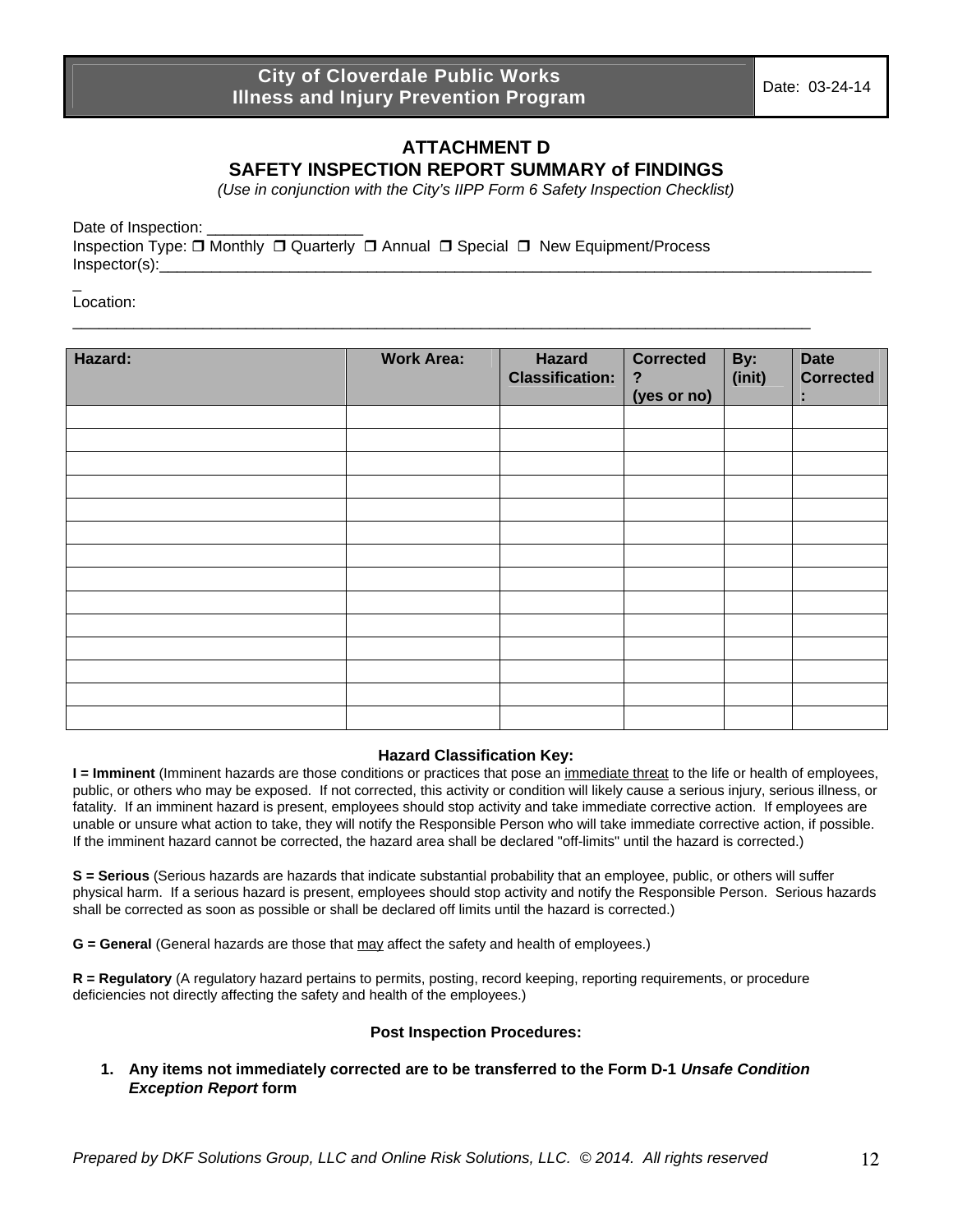City of Cloverdale Public Works
Illness and Injury Prevention Program

Date: 03-24-14

# ATTACHMENT D
## SAFETY INSPECTION REPORT SUMMARY of FINDINGS

*(Use in conjunction with the City's IIPP Form 6 Safety Inspection Checklist)*

Date of Inspection: __________________
Inspection Type: ❒ Monthly ❒ Quarterly ❒ Annual ❒ Special ❒ New Equipment/Process
Inspector(s):_______________________________________________________________________________________
Location: ___________________________________________________________________________________

| Hazard: | Work Area: | Hazard Classification: | Corrected? (yes or no) | By: (init) | Date Corrected: |
|---|---|---|---|---|---|
| | | | | | |
| | | | | | |
| | | | | | |
| | | | | | |
| | | | | | |
| | | | | | |
| | | | | | |
| | | | | | |
| | | | | | |
| | | | | | |
| | | | | | |
| | | | | | |
| | | | | | |
| | | | | | |

### Hazard Classification Key:

**I = Imminent** (Imminent hazards are those conditions or practices that pose an immediate threat to the life or health of employees, public, or others who may be exposed. If not corrected, this activity or condition will likely cause a serious injury, serious illness, or fatality. If an imminent hazard is present, employees should stop activity and take immediate corrective action. If employees are unable or unsure what action to take, they will notify the Responsible Person who will take immediate corrective action, if possible. If the imminent hazard cannot be corrected, the hazard area shall be declared "off-limits" until the hazard is corrected.)

**S = Serious** (Serious hazards are hazards that indicate substantial probability that an employee, public, or others will suffer physical harm. If a serious hazard is present, employees should stop activity and notify the Responsible Person. Serious hazards shall be corrected as soon as possible or shall be declared off limits until the hazard is corrected.)

**G = General** (General hazards are those that may affect the safety and health of employees.)

**R = Regulatory** (A regulatory hazard pertains to permits, posting, record keeping, reporting requirements, or procedure deficiencies not directly affecting the safety and health of the employees.)

### Post Inspection Procedures:

1. **Any items not immediately corrected are to be transferred to the Form D-1 *Unsafe Condition Exception Report* form**

*Prepared by DKF Solutions Group, LLC and Online Risk Solutions, LLC. © 2014. All rights reserved*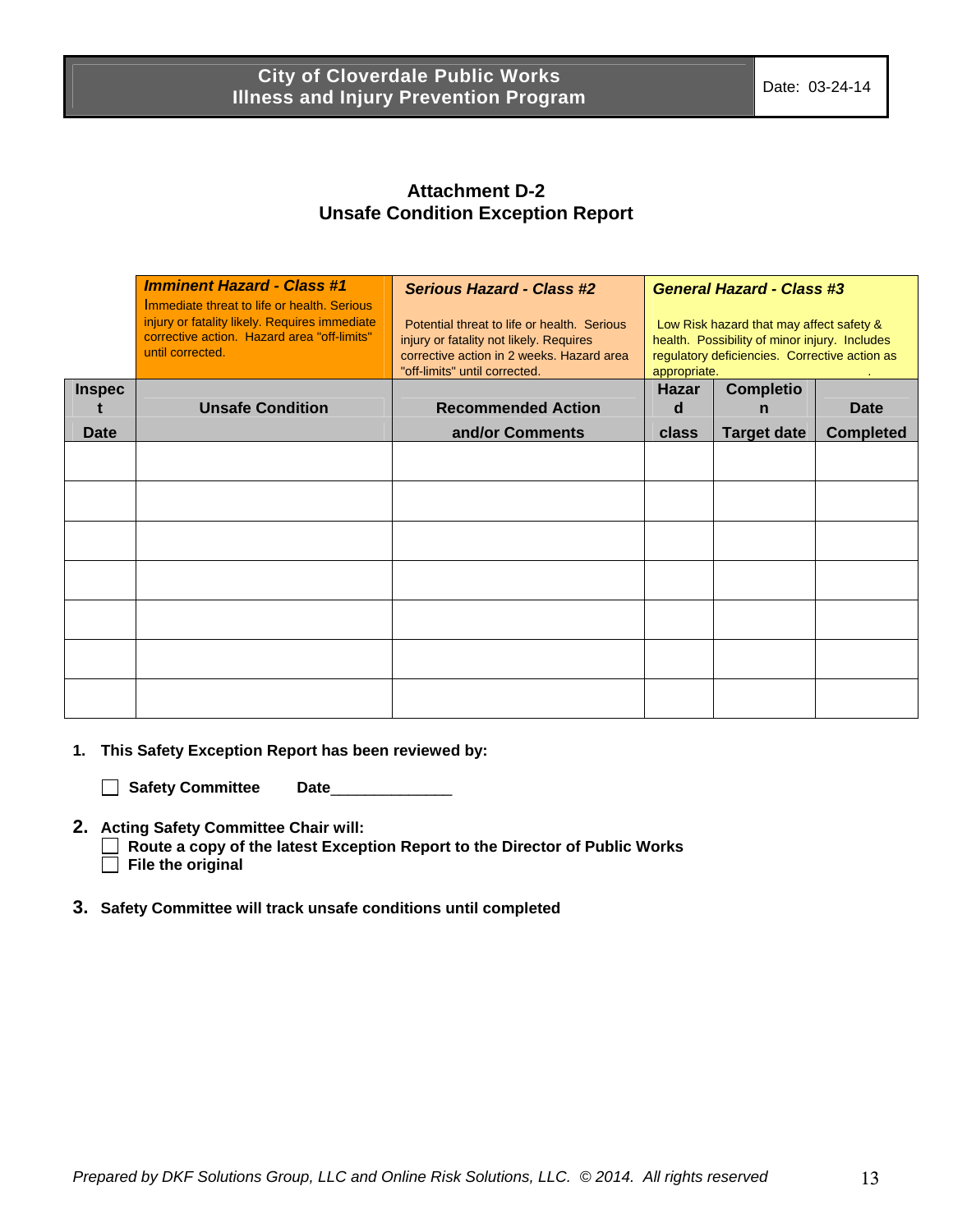## Attachment D-2
## Unsafe Condition Exception Report

| | ***Imminent Hazard - Class #1*** Immediate threat to life or health. Serious injury or fatality likely. Requires immediate corrective action. Hazard area "off-limits" until corrected. | ***Serious Hazard - Class #2*** Potential threat to life or health. Serious injury or fatality not likely. Requires corrective action in 2 weeks. Hazard area "off-limits" until corrected. | ***General Hazard - Class #3*** Low Risk hazard that may affect safety & health. Possibility of minor injury. Includes regulatory deficiencies. Corrective action as appropriate. | | |
|---|---|---|---|---|---|
| **Inspect Date** | **Unsafe Condition** | **Recommended Action and/or Comments** | **Hazard class** | **Completion Target date** | **Date Completed** |
| | | | | | |
| | | | | | |
| | | | | | |
| | | | | | |
| | | | | | |
| | | | | | |
| | | | | | |

1. **This Safety Exception Report has been reviewed by:**

   ☐ **Safety Committee** **Date**______________

2. **Acting Safety Committee Chair will:**
   - ☐ **Route a copy of the latest Exception Report to the Director of Public Works**
   - ☐ **File the original**

3. **Safety Committee will track unsafe conditions until completed**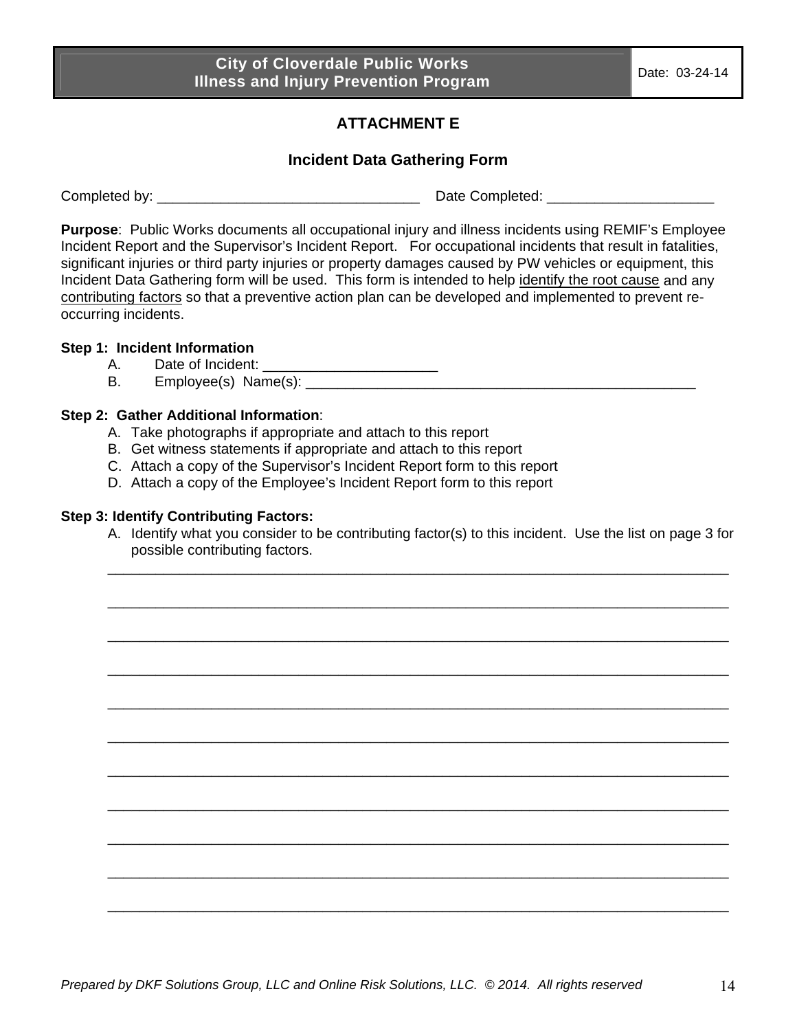# ATTACHMENT E

## Incident Data Gathering Form

Completed by: _________________________________ Date Completed: _____________________

**Purpose**: Public Works documents all occupational injury and illness incidents using REMIF's Employee Incident Report and the Supervisor's Incident Report. For occupational incidents that result in fatalities, significant injuries or third party injuries or property damages caused by PW vehicles or equipment, this Incident Data Gathering form will be used. This form is intended to help identify the root cause and any contributing factors so that a preventive action plan can be developed and implemented to prevent re-occurring incidents.

**Step 1: Incident Information**

A. Date of Incident: ______________________

B. Employee(s) Name(s): ___________________________________________________

**Step 2: Gather Additional Information**:

A. Take photographs if appropriate and attach to this report
B. Get witness statements if appropriate and attach to this report
C. Attach a copy of the Supervisor's Incident Report form to this report
D. Attach a copy of the Employee's Incident Report form to this report

**Step 3: Identify Contributing Factors:**

A. Identify what you consider to be contributing factor(s) to this incident. Use the list on page 3 for possible contributing factors.

_______________________________________________________________________________

_______________________________________________________________________________

_______________________________________________________________________________

_______________________________________________________________________________

_______________________________________________________________________________

_______________________________________________________________________________

_______________________________________________________________________________

_______________________________________________________________________________

_______________________________________________________________________________

_______________________________________________________________________________

_______________________________________________________________________________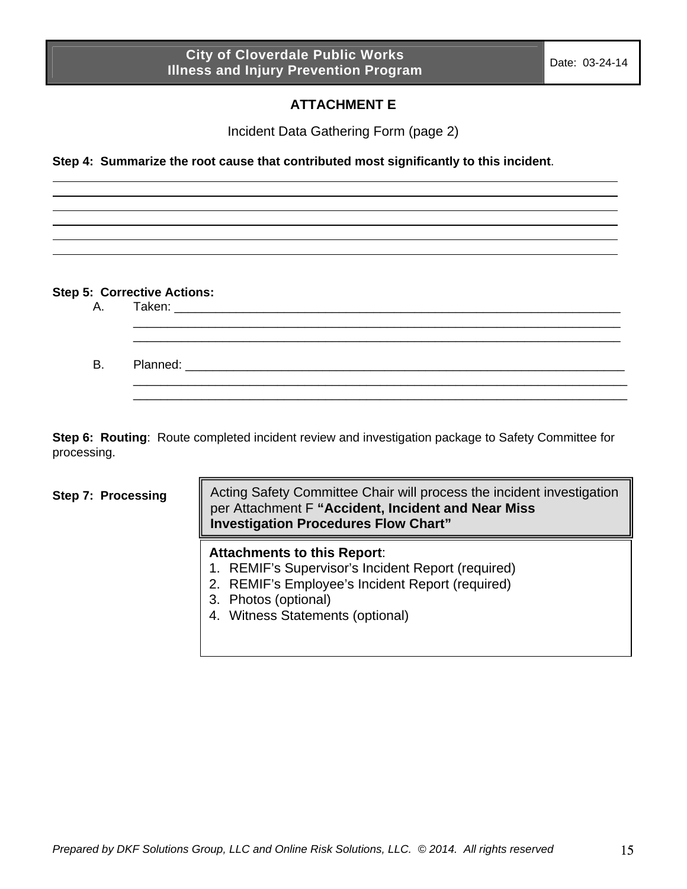## ATTACHMENT E

Incident Data Gathering Form (page 2)

**Step 4: Summarize the root cause that contributed most significantly to this incident**.

\_\_\_\_\_\_\_\_\_\_\_\_\_\_\_\_\_\_\_\_\_\_\_\_\_\_\_\_\_\_\_\_\_\_\_\_\_\_\_\_\_\_\_\_\_\_\_\_\_\_\_\_\_\_\_\_\_\_\_\_\_\_\_\_\_\_\_\_\_\_\_\_\_\_\_\_\_\_

\_\_\_\_\_\_\_\_\_\_\_\_\_\_\_\_\_\_\_\_\_\_\_\_\_\_\_\_\_\_\_\_\_\_\_\_\_\_\_\_\_\_\_\_\_\_\_\_\_\_\_\_\_\_\_\_\_\_\_\_\_\_\_\_\_\_\_\_\_\_\_\_\_\_\_\_\_\_

\_\_\_\_\_\_\_\_\_\_\_\_\_\_\_\_\_\_\_\_\_\_\_\_\_\_\_\_\_\_\_\_\_\_\_\_\_\_\_\_\_\_\_\_\_\_\_\_\_\_\_\_\_\_\_\_\_\_\_\_\_\_\_\_\_\_\_\_\_\_\_\_\_\_\_\_\_\_

\_\_\_\_\_\_\_\_\_\_\_\_\_\_\_\_\_\_\_\_\_\_\_\_\_\_\_\_\_\_\_\_\_\_\_\_\_\_\_\_\_\_\_\_\_\_\_\_\_\_\_\_\_\_\_\_\_\_\_\_\_\_\_\_\_\_\_\_\_\_\_\_\_\_\_\_\_\_

\_\_\_\_\_\_\_\_\_\_\_\_\_\_\_\_\_\_\_\_\_\_\_\_\_\_\_\_\_\_\_\_\_\_\_\_\_\_\_\_\_\_\_\_\_\_\_\_\_\_\_\_\_\_\_\_\_\_\_\_\_\_\_\_\_\_\_\_\_\_\_\_\_\_\_\_\_\_

\_\_\_\_\_\_\_\_\_\_\_\_\_\_\_\_\_\_\_\_\_\_\_\_\_\_\_\_\_\_\_\_\_\_\_\_\_\_\_\_\_\_\_\_\_\_\_\_\_\_\_\_\_\_\_\_\_\_\_\_\_\_\_\_\_\_\_\_\_\_\_\_\_\_\_\_\_\_

**Step 5: Corrective Actions:**

A. Taken: \_\_\_\_\_\_\_\_\_\_\_\_\_\_\_\_\_\_\_\_\_\_\_\_\_\_\_\_\_\_\_\_\_\_\_\_\_\_\_\_\_\_\_\_\_\_\_\_\_\_\_\_\_\_\_\_\_\_\_\_\_\_\_\_\_\_

\_\_\_\_\_\_\_\_\_\_\_\_\_\_\_\_\_\_\_\_\_\_\_\_\_\_\_\_\_\_\_\_\_\_\_\_\_\_\_\_\_\_\_\_\_\_\_\_\_\_\_\_\_\_\_\_\_\_\_\_\_\_\_\_\_\_\_\_\_\_\_\_

\_\_\_\_\_\_\_\_\_\_\_\_\_\_\_\_\_\_\_\_\_\_\_\_\_\_\_\_\_\_\_\_\_\_\_\_\_\_\_\_\_\_\_\_\_\_\_\_\_\_\_\_\_\_\_\_\_\_\_\_\_\_\_\_\_\_\_\_\_\_\_\_

B. Planned: \_\_\_\_\_\_\_\_\_\_\_\_\_\_\_\_\_\_\_\_\_\_\_\_\_\_\_\_\_\_\_\_\_\_\_\_\_\_\_\_\_\_\_\_\_\_\_\_\_\_\_\_\_\_\_\_\_\_\_\_\_\_\_\_\_

\_\_\_\_\_\_\_\_\_\_\_\_\_\_\_\_\_\_\_\_\_\_\_\_\_\_\_\_\_\_\_\_\_\_\_\_\_\_\_\_\_\_\_\_\_\_\_\_\_\_\_\_\_\_\_\_\_\_\_\_\_\_\_\_\_\_\_\_\_\_\_\_

\_\_\_\_\_\_\_\_\_\_\_\_\_\_\_\_\_\_\_\_\_\_\_\_\_\_\_\_\_\_\_\_\_\_\_\_\_\_\_\_\_\_\_\_\_\_\_\_\_\_\_\_\_\_\_\_\_\_\_\_\_\_\_\_\_\_\_\_\_\_\_\_

**Step 6: Routing**: Route completed incident review and investigation package to Safety Committee for processing.

**Step 7: Processing**

Acting Safety Committee Chair will process the incident investigation per Attachment F **"Accident, Incident and Near Miss Investigation Procedures Flow Chart"**

**Attachments to this Report**:

1. REMIF's Supervisor's Incident Report (required)
2. REMIF's Employee's Incident Report (required)
3. Photos (optional)
4. Witness Statements (optional)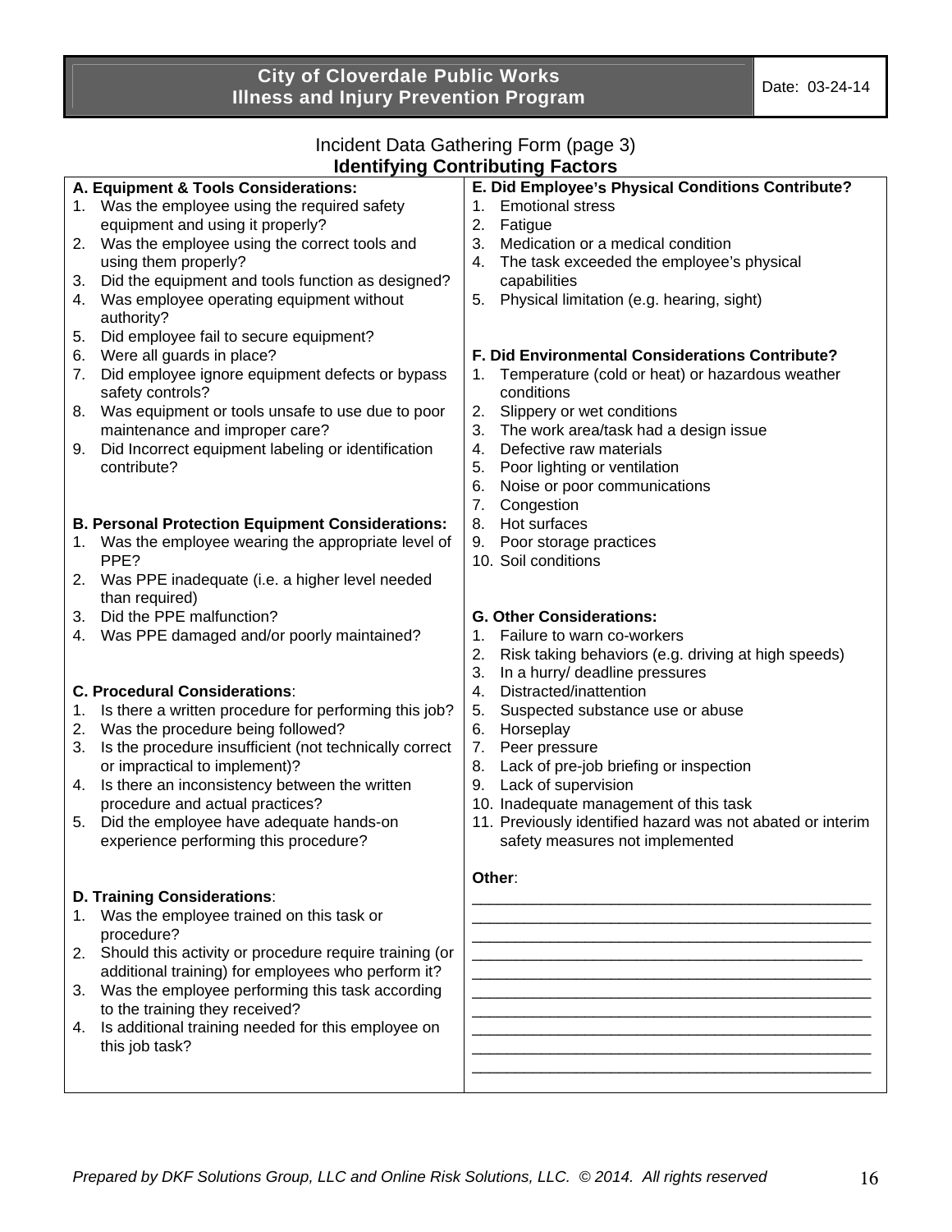**City of Cloverdale Public Works**
**Illness and Injury Prevention Program**

Date: 03-24-14

## Incident Data Gathering Form (page 3)
## Identifying Contributing Factors

**A. Equipment & Tools Considerations:**

1. Was the employee using the required safety equipment and using it properly?
2. Was the employee using the correct tools and using them properly?
3. Did the equipment and tools function as designed?
4. Was employee operating equipment without authority?
5. Did employee fail to secure equipment?
6. Were all guards in place?
7. Did employee ignore equipment defects or bypass safety controls?
8. Was equipment or tools unsafe to use due to poor maintenance and improper care?
9. Did Incorrect equipment labeling or identification contribute?

**B. Personal Protection Equipment Considerations:**

1. Was the employee wearing the appropriate level of PPE?
2. Was PPE inadequate (i.e. a higher level needed than required)
3. Did the PPE malfunction?
4. Was PPE damaged and/or poorly maintained?

**C. Procedural Considerations**:

1. Is there a written procedure for performing this job?
2. Was the procedure being followed?
3. Is the procedure insufficient (not technically correct or impractical to implement)?
4. Is there an inconsistency between the written procedure and actual practices?
5. Did the employee have adequate hands-on experience performing this procedure?

**D. Training Considerations**:

1. Was the employee trained on this task or procedure?
2. Should this activity or procedure require training (or additional training) for employees who perform it?
3. Was the employee performing this task according to the training they received?
4. Is additional training needed for this employee on this job task?

**E. Did Employee's Physical Conditions Contribute?**

1. Emotional stress
2. Fatigue
3. Medication or a medical condition
4. The task exceeded the employee's physical capabilities
5. Physical limitation (e.g. hearing, sight)

**F. Did Environmental Considerations Contribute?**

1. Temperature (cold or heat) or hazardous weather conditions
2. Slippery or wet conditions
3. The work area/task had a design issue
4. Defective raw materials
5. Poor lighting or ventilation
6. Noise or poor communications
7. Congestion
8. Hot surfaces
9. Poor storage practices
10. Soil conditions

**G. Other Considerations:**

1. Failure to warn co-workers
2. Risk taking behaviors (e.g. driving at high speeds)
3. In a hurry/ deadline pressures
4. Distracted/inattention
5. Suspected substance use or abuse
6. Horseplay
7. Peer pressure
8. Lack of pre-job briefing or inspection
9. Lack of supervision
10. Inadequate management of this task
11. Previously identified hazard was not abated or interim safety measures not implemented

**Other**:

_______________________________________________
_______________________________________________
_______________________________________________
_______________________________________________
_______________________________________________
_______________________________________________
_______________________________________________
_______________________________________________
_______________________________________________
_______________________________________________

*Prepared by DKF Solutions Group, LLC and Online Risk Solutions, LLC. © 2014. All rights reserved*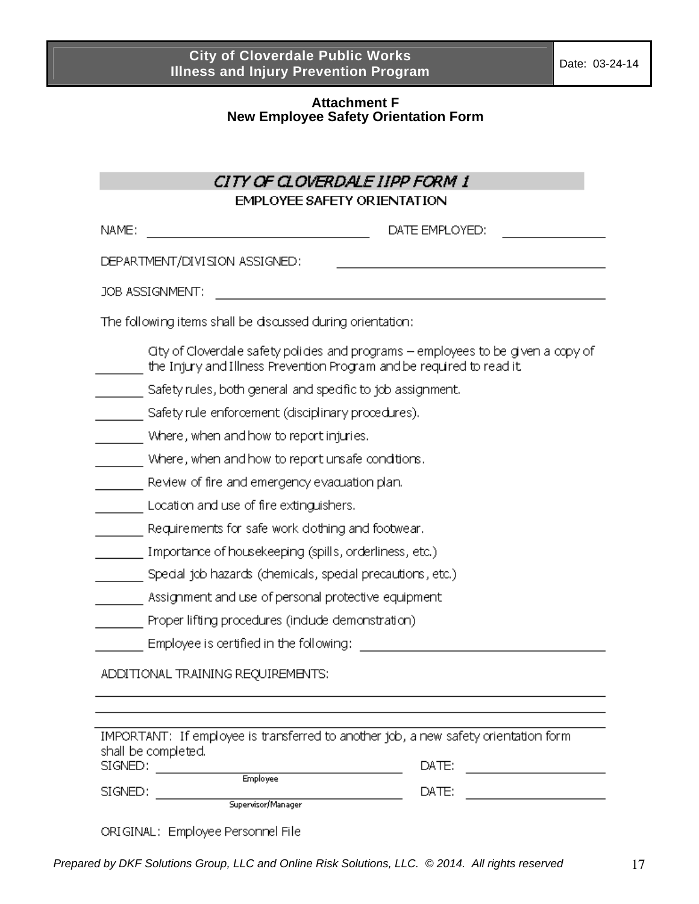**Attachment F**
**New Employee Safety Orientation Form**

## CITY OF CLOVERDALE IIPP FORM 1

### EMPLOYEE SAFETY ORIENTATION

NAME: ______________________________ DATE EMPLOYED: ______________

DEPARTMENT/DIVISION ASSIGNED: ____________________________________

JOB ASSIGNMENT: ______________________________________________

The following items shall be discussed during orientation:

_______ City of Cloverdale safety policies and programs – employees to be given a copy of the Injury and Illness Prevention Program and be required to read it.

_______ Safety rules, both general and specific to job assignment.

_______ Safety rule enforcement (disciplinary procedures).

_______ Where, when and how to report injuries.

_______ Where, when and how to report unsafe conditions.

_______ Review of fire and emergency evacuation plan.

_______ Location and use of fire extinguishers.

_______ Requirements for safe work clothing and footwear.

_______ Importance of housekeeping (spills, orderliness, etc.)

_______ Special job hazards (chemicals, special precautions, etc.)

_______ Assignment and use of personal protective equipment

_______ Proper lifting procedures (include demonstration)

_______ Employee is certified in the following: ______________________________

ADDITIONAL TRAINING REQUIREMENTS:

______________________________________________________________________

______________________________________________________________________

______________________________________________________________________

IMPORTANT: If employee is transferred to another job, a new safety orientation form shall be completed.

SIGNED: ______________________________ DATE: ________________
Employee

SIGNED: ______________________________ DATE: ________________
Supervisor/Manager

ORIGINAL: Employee Personnel File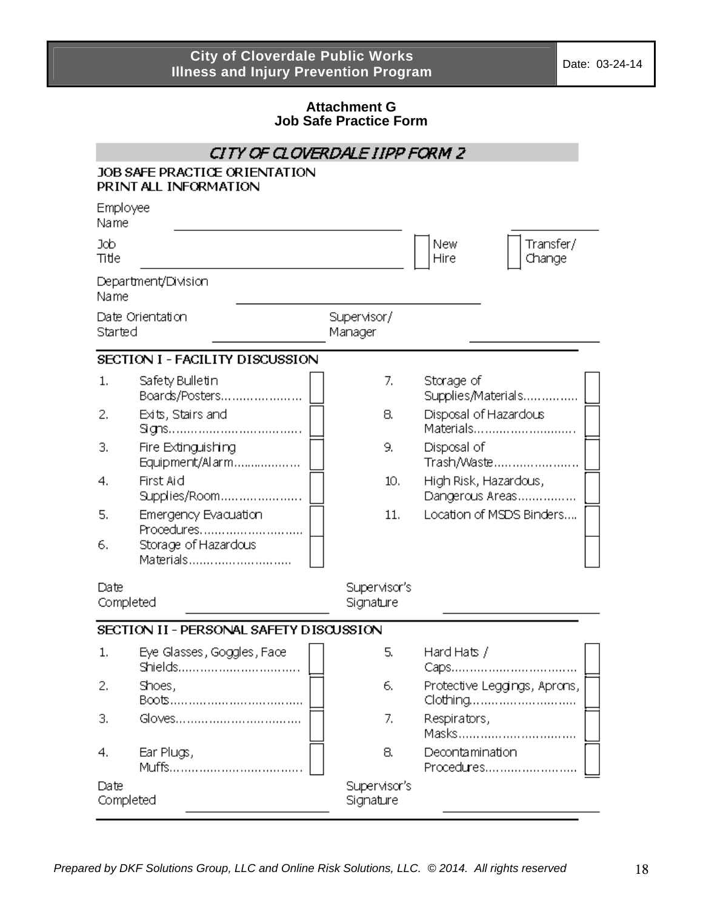**Attachment G**
**Job Safe Practice Form**

## CITY OF CLOVERDALE IIPP FORM 2

**JOB SAFE PRACTICE ORIENTATION**
**PRINT ALL INFORMATION**

Employee Name ______________________________ ____________

Job Title ______________________________ ☐ New Hire ☐ Transfer/ Change

Department/Division Name ______________________________

Date Orientation Started ______________ Supervisor/ Manager ______________

### SECTION I - FACILITY DISCUSSION

| # | Item | ☐ | # | Item | ☐ |
|---|---|---|---|---|---|
| 1. | Safety Bulletin Boards/Posters...................... | ☐ | 7. | Storage of Supplies/Materials............... | ☐ |
| 2. | Exits, Stairs and Signs.................................. | ☐ | 8. | Disposal of Hazardous Materials........................... | ☐ |
| 3. | Fire Extinguishing Equipment/Alarm.................. | ☐ | 9. | Disposal of Trash/Waste...................... | ☐ |
| 4. | First Aid Supplies/Room..................... | ☐ | 10. | High Risk, Hazardous, Dangerous Areas................ | ☐ |
| 5. | Emergency Evacuation Procedures........................... | ☐ | 11. | Location of MSDS Binders.... | ☐ |
| 6. | Storage of Hazardous Materials........................... | ☐ | | | ☐ |

Date Completed ______________ Supervisor's Signature ______________

### SECTION II - PERSONAL SAFETY DISCUSSION

| # | Item | ☐ | # | Item | ☐ |
|---|---|---|---|---|---|
| 1. | Eye Glasses, Goggles, Face Shields................................ | ☐ | 5. | Hard Hats / Caps................................ | ☐ |
| 2. | Shoes, Boots.................................. | ☐ | 6. | Protective Leggings, Aprons, Clothing........................... | ☐ |
| 3. | Gloves................................ | ☐ | 7. | Respirators, Masks............................... | ☐ |
| 4. | Ear Plugs, Muffs................................ | ☐ | 8. | Decontamination Procedures........................ | ☐ |

Date Completed ______________ Supervisor's Signature ______________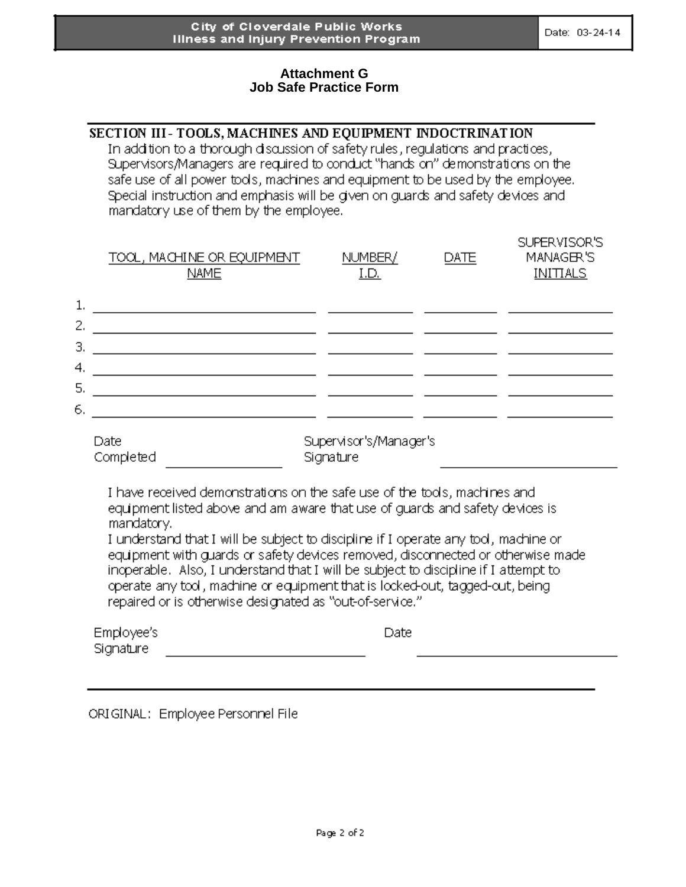## Attachment G
## Job Safe Practice Form

### SECTION III - TOOLS, MACHINES AND EQUIPMENT INDOCTRINATION

In addition to a thorough discussion of safety rules, regulations and practices, Supervisors/Managers are required to conduct "hands on" demonstrations on the safe use of all power tools, machines and equipment to be used by the employee. Special instruction and emphasis will be given on guards and safety devices and mandatory use of them by the employee.

| | TOOL, MACHINE OR EQUIPMENT NAME | NUMBER/ I.D. | DATE | SUPERVISOR'S MANAGER'S INITIALS |
|---|---|---|---|---|
| 1. | | | | |
| 2. | | | | |
| 3. | | | | |
| 4. | | | | |
| 5. | | | | |
| 6. | | | | |

Date Completed ________________ Supervisor's/Manager's Signature ________________________

I have received demonstrations on the safe use of the tools, machines and equipment listed above and am aware that use of guards and safety devices is mandatory.

I understand that I will be subject to discipline if I operate any tool, machine or equipment with guards or safety devices removed, disconnected or otherwise made inoperable. Also, I understand that I will be subject to discipline if I attempt to operate any tool, machine or equipment that is locked-out, tagged-out, being repaired or is otherwise designated as "out-of-service."

Employee's Signature ____________________________ Date ____________________________

ORIGINAL: Employee Personnel File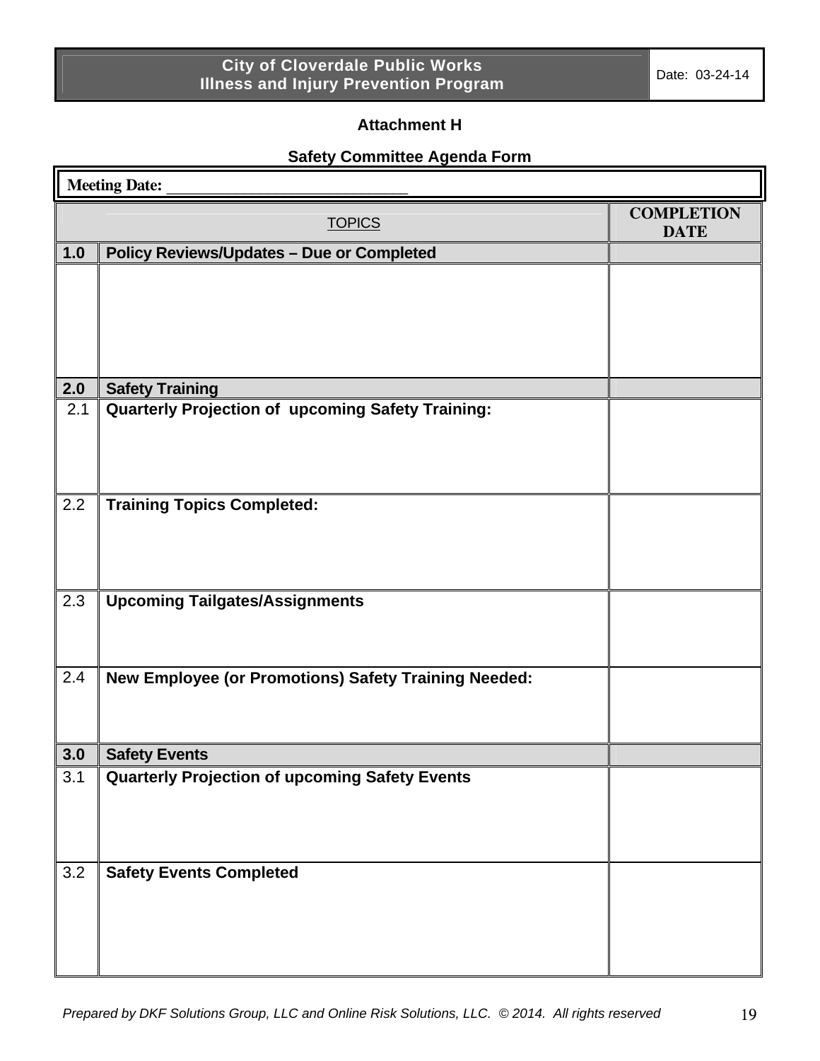**Attachment H**

**Safety Committee Agenda Form**

**Meeting Date:** ______________________________

| TOPICS | | COMPLETION DATE |
|---|---|---|
| **1.0** | **Policy Reviews/Updates – Due or Completed** | |
| | | |
| **2.0** | **Safety Training** | |
| 2.1 | **Quarterly Projection of upcoming Safety Training:** | |
| 2.2 | **Training Topics Completed:** | |
| 2.3 | **Upcoming Tailgates/Assignments** | |
| 2.4 | **New Employee (or Promotions) Safety Training Needed:** | |
| **3.0** | **Safety Events** | |
| 3.1 | **Quarterly Projection of upcoming Safety Events** | |
| 3.2 | **Safety Events Completed** | |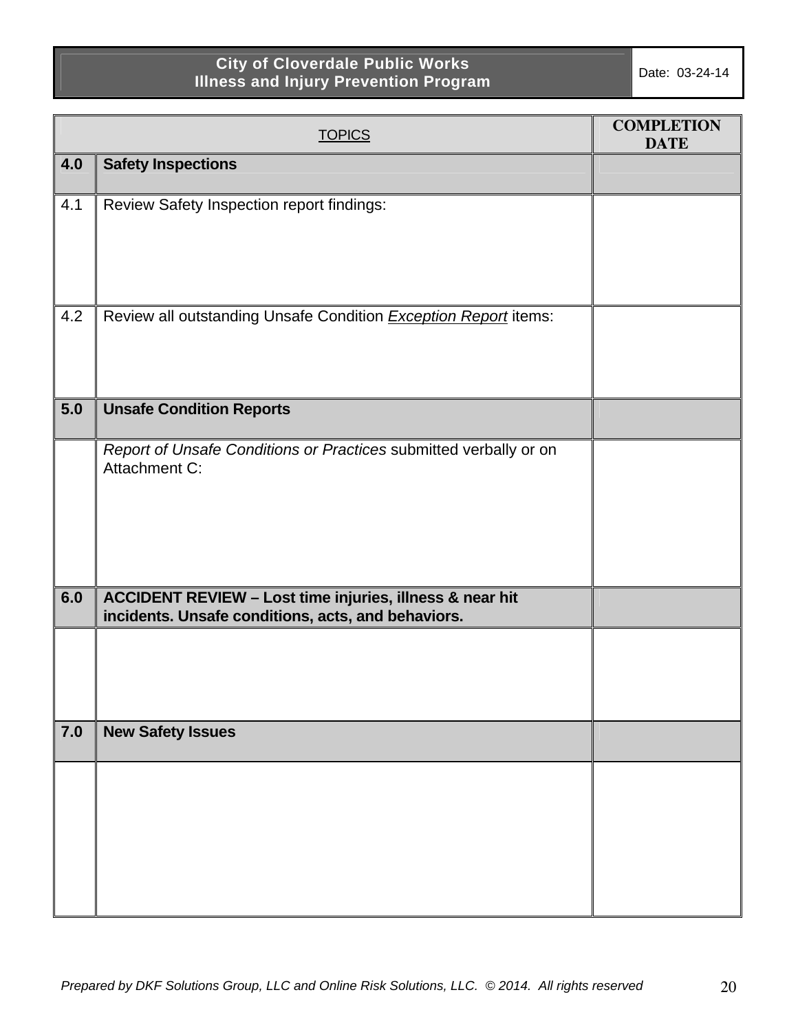| | TOPICS | COMPLETION DATE |
|---|---|---|
| **4.0** | **Safety Inspections** | |
| 4.1 | Review Safety Inspection report findings: | |
| 4.2 | Review all outstanding Unsafe Condition ***Exception Report*** items: | |
| **5.0** | **Unsafe Condition Reports** | |
| | *Report of Unsafe Conditions or Practices* submitted verbally or on Attachment C: | |
| **6.0** | **ACCIDENT REVIEW – Lost time injuries, illness & near hit incidents. Unsafe conditions, acts, and behaviors.** | |
| | | |
| **7.0** | **New Safety Issues** | |
| | | |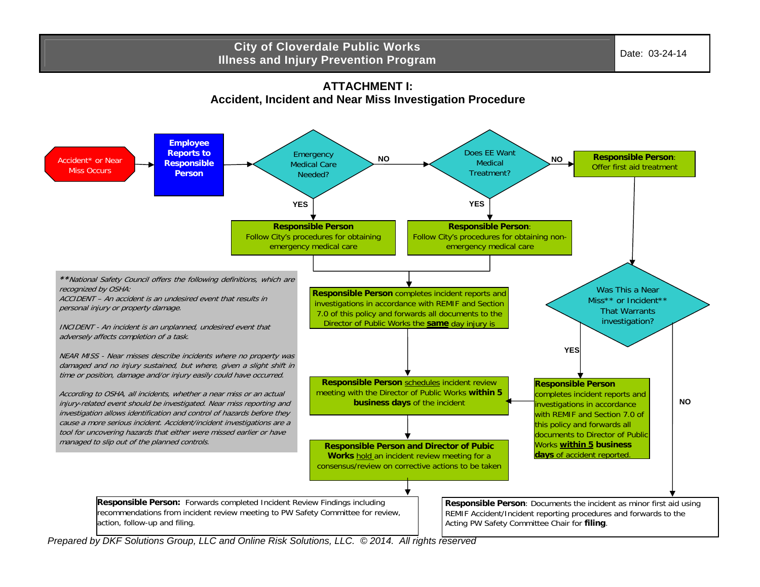# City of Cloverdale Public Works
# Illness and Injury Prevention Program

Date: 03-24-14

## ATTACHMENT I:
## Accident, Incident and Near Miss Investigation Procedure

Accident* or Near Miss Occurs

**Employee Reports to Responsible Person**

Emergency Medical Care Needed?

NO

Does EE Want Medical Treatment?

NO

**Responsible Person**: Offer first aid treatment

YES

YES

**Responsible Person** Follow City's procedures for obtaining emergency medical care

**Responsible Person**: Follow City's procedures for obtaining non-emergency medical care

Was This a Near Miss** or Incident** That Warrants investigation?

YES

NO

*\*\*National Safety Council offers the following definitions, which are recognized by OSHA:*
*ACCIDENT – An accident is an undesired event that results in personal injury or property damage.*

*INCIDENT - An incident is an unplanned, undesired event that adversely affects completion of a task.*

*NEAR MISS - Near misses describe incidents where no property was damaged and no injury sustained, but where, given a slight shift in time or position, damage and/or injury easily could have occurred.*

*According to OSHA, all incidents, whether a near miss or an actual injury-related event should be investigated. Near miss reporting and investigation allows identification and control of hazards before they cause a more serious incident. Accident/incident investigations are a tool for uncovering hazards that either were missed earlier or have managed to slip out of the planned controls.*

**Responsible Person** completes incident reports and investigations in accordance with REMIF and Section 7.0 of this policy and forwards all documents to the Director of Public Works the **same** day injury is

**Responsible Person** schedules incident review meeting with the Director of Public Works **within 5 business days** of the incident

**Responsible Person** completes incident reports and investigations in accordance with REMIF and Section 7.0 of this policy and forwards all documents to Director of Public Works **within 5 business days** of accident reported.

**Responsible Person and Director of Pubic Works** hold an incident review meeting for a consensus/review on corrective actions to be taken

**Responsible Person:** Forwards completed Incident Review Findings including recommendations from incident review meeting to PW Safety Committee for review, action, follow-up and filing.

**Responsible Person**: Documents the incident as minor first aid using REMIF Accident/Incident reporting procedures and forwards to the Acting PW Safety Committee Chair for **filing**.

*Prepared by DKF Solutions Group, LLC and Online Risk Solutions, LLC. © 2014. All rights reserved*